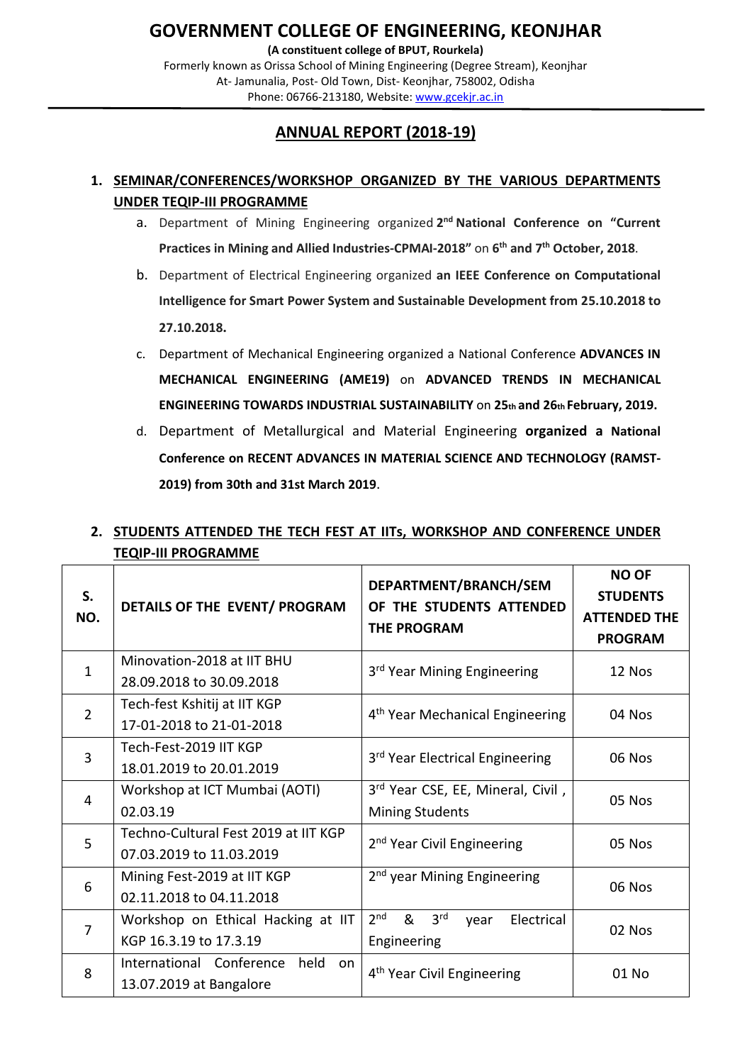# GOVERNMENT COLLEGE OF ENGINEERING, KEONJHAR

**(A constituent college of BPUT, Rourkela)**

Formerly known as Orissa School of Mining Engineering (Degree Stream), Keonjhar

At- Jamunalia, Post- Old Town, Dist- Keonjhar, 758002, Odisha

Phone: 06766-213180, Website: www.gcekjr.ac.in

## ANNUAL REPORT (2018-19)

### 1. SEMINAR/CONFERENCES/WORKSHOP ORGANIZED BY THE VARIOUS DEPARTMENTS UNDER TEQIP-III PROGRAMME

a. Department of Mining Engineering organized **2nd National Conference on "Current Practices in Mining and Allied Industries-CPMAI-2018"** on **6th and 7th October, 2018**.

b. Department of Electrical Engineering organized **an IEEE Conference on Computational Intelligence for Smart Power System and Sustainable Development from 25.10.2018 to 27.10.2018.**

c. Department of Mechanical Engineering organized a National Conference **ADVANCES IN MECHANICAL ENGINEERING (AME19)** on **ADVANCED TRENDS IN MECHANICAL ENGINEERING TOWARDS INDUSTRIAL SUSTAINABILITY** on **25th and 26th February, 2019.**

d. Department of Metallurgical and Material Engineering **organized a National Conference on RECENT ADVANCES IN MATERIAL SCIENCE AND TECHNOLOGY (RAMST-2019) from 30th and 31st March 2019**.

### 2. STUDENTS ATTENDED THE TECH FEST AT IITs, WORKSHOP AND CONFERENCE UNDER TEQIP-III PROGRAMME

| S. NO. | DETAILS OF THE EVENT/ PROGRAM | DEPARTMENT/BRANCH/SEM OF THE STUDENTS ATTENDED THE PROGRAM | NO OF STUDENTS ATTENDED THE PROGRAM |
|---|---|---|---|
| 1 | Minovation-2018 at IIT BHU 28.09.2018 to 30.09.2018 | 3rd Year Mining Engineering | 12 Nos |
| 2 | Tech-fest Kshitij at IIT KGP 17-01-2018 to 21-01-2018 | 4th Year Mechanical Engineering | 04 Nos |
| 3 | Tech-Fest-2019 IIT KGP 18.01.2019 to 20.01.2019 | 3rd Year Electrical Engineering | 06 Nos |
| 4 | Workshop at ICT Mumbai (AOTI) 02.03.19 | 3rd Year CSE, EE, Mineral, Civil , Mining Students | 05 Nos |
| 5 | Techno-Cultural Fest 2019 at IIT KGP 07.03.2019 to 11.03.2019 | 2nd Year Civil Engineering | 05 Nos |
| 6 | Mining Fest-2019 at IIT KGP 02.11.2018 to 04.11.2018 | 2nd year Mining Engineering | 06 Nos |
| 7 | Workshop on Ethical Hacking at IIT KGP 16.3.19 to 17.3.19 | 2nd & 3rd year Electrical Engineering | 02 Nos |
| 8 | International Conference held on 13.07.2019 at Bangalore | 4th Year Civil Engineering | 01 No |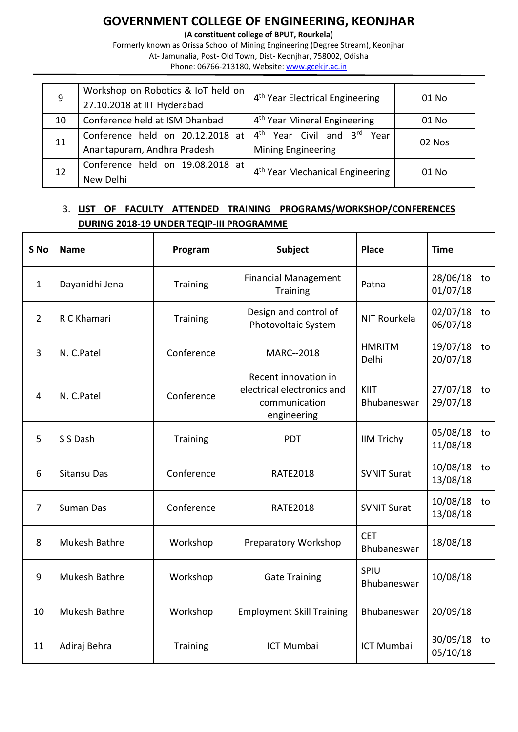# GOVERNMENT COLLEGE OF ENGINEERING, KEONJHAR

**(A constituent college of BPUT, Rourkela)**

Formerly known as Orissa School of Mining Engineering (Degree Stream), Keonjhar

At- Jamunalia, Post- Old Town, Dist- Keonjhar, 758002, Odisha

Phone: 06766-213180, Website: www.gcekjr.ac.in

| | | | |
|---|---|---|---|
| 9 | Workshop on Robotics & IoT held on 27.10.2018 at IIT Hyderabad | 4th Year Electrical Engineering | 01 No |
| 10 | Conference held at ISM Dhanbad | 4th Year Mineral Engineering | 01 No |
| 11 | Conference held on 20.12.2018 at Anantapuram, Andhra Pradesh | 4th Year Civil and 3rd Year Mining Engineering | 02 Nos |
| 12 | Conference held on 19.08.2018 at New Delhi | 4th Year Mechanical Engineering | 01 No |

3. **LIST OF FACULTY ATTENDED TRAINING PROGRAMS/WORKSHOP/CONFERENCES DURING 2018-19 UNDER TEQIP-III PROGRAMME**

| S No | Name | Program | Subject | Place | Time |
|---|---|---|---|---|---|
| 1 | Dayanidhi Jena | Training | Financial Management Training | Patna | 28/06/18 to 01/07/18 |
| 2 | R C Khamari | Training | Design and control of Photovoltaic System | NIT Rourkela | 02/07/18 to 06/07/18 |
| 3 | N. C.Patel | Conference | MARC--2018 | HMRITM Delhi | 19/07/18 to 20/07/18 |
| 4 | N. C.Patel | Conference | Recent innovation in electrical electronics and communication engineering | KIIT Bhubaneswar | 27/07/18 to 29/07/18 |
| 5 | S S Dash | Training | PDT | IIM Trichy | 05/08/18 to 11/08/18 |
| 6 | Sitansu Das | Conference | RATE2018 | SVNIT Surat | 10/08/18 to 13/08/18 |
| 7 | Suman Das | Conference | RATE2018 | SVNIT Surat | 10/08/18 to 13/08/18 |
| 8 | Mukesh Bathre | Workshop | Preparatory Workshop | CET Bhubaneswar | 18/08/18 |
| 9 | Mukesh Bathre | Workshop | Gate Training | SPIU Bhubaneswar | 10/08/18 |
| 10 | Mukesh Bathre | Workshop | Employment Skill Training | Bhubaneswar | 20/09/18 |
| 11 | Adiraj Behra | Training | ICT Mumbai | ICT Mumbai | 30/09/18 to 05/10/18 |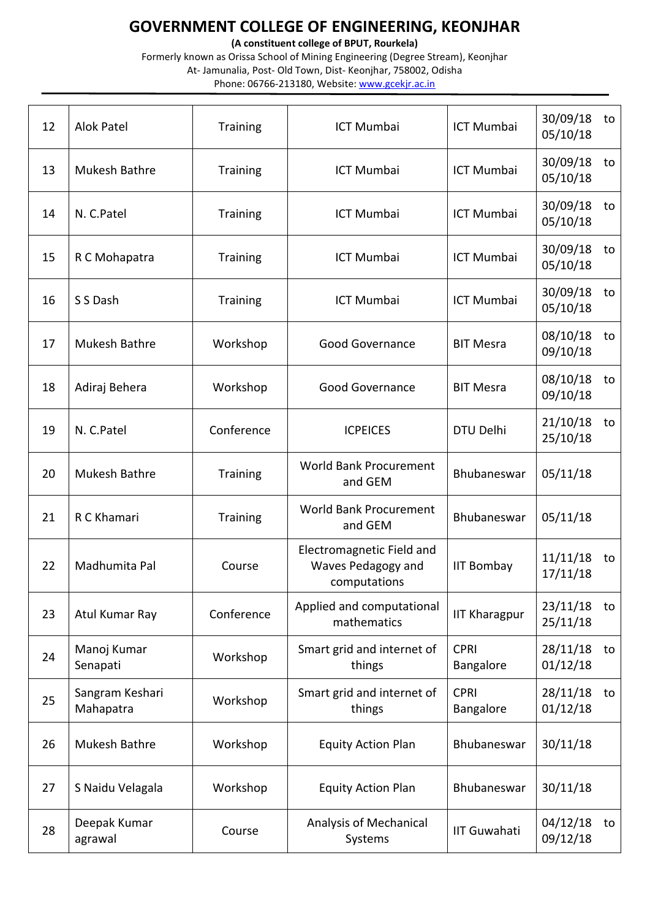# GOVERNMENT COLLEGE OF ENGINEERING, KEONJHAR

**(A constituent college of BPUT, Rourkela)**

Formerly known as Orissa School of Mining Engineering (Degree Stream), Keonjhar
At- Jamunalia, Post- Old Town, Dist- Keonjhar, 758002, Odisha
Phone: 06766-213180, Website: www.gcekjr.ac.in

| | | | | | |
|---|---|---|---|---|---|
| 12 | Alok Patel | Training | ICT Mumbai | ICT Mumbai | 30/09/18 to 05/10/18 |
| 13 | Mukesh Bathre | Training | ICT Mumbai | ICT Mumbai | 30/09/18 to 05/10/18 |
| 14 | N. C.Patel | Training | ICT Mumbai | ICT Mumbai | 30/09/18 to 05/10/18 |
| 15 | R C Mohapatra | Training | ICT Mumbai | ICT Mumbai | 30/09/18 to 05/10/18 |
| 16 | S S Dash | Training | ICT Mumbai | ICT Mumbai | 30/09/18 to 05/10/18 |
| 17 | Mukesh Bathre | Workshop | Good Governance | BIT Mesra | 08/10/18 to 09/10/18 |
| 18 | Adiraj Behera | Workshop | Good Governance | BIT Mesra | 08/10/18 to 09/10/18 |
| 19 | N. C.Patel | Conference | ICPEICES | DTU Delhi | 21/10/18 to 25/10/18 |
| 20 | Mukesh Bathre | Training | World Bank Procurement and GEM | Bhubaneswar | 05/11/18 |
| 21 | R C Khamari | Training | World Bank Procurement and GEM | Bhubaneswar | 05/11/18 |
| 22 | Madhumita Pal | Course | Electromagnetic Field and Waves Pedagogy and computations | IIT Bombay | 11/11/18 to 17/11/18 |
| 23 | Atul Kumar Ray | Conference | Applied and computational mathematics | IIT Kharagpur | 23/11/18 to 25/11/18 |
| 24 | Manoj Kumar Senapati | Workshop | Smart grid and internet of things | CPRI Bangalore | 28/11/18 to 01/12/18 |
| 25 | Sangram Keshari Mahapatra | Workshop | Smart grid and internet of things | CPRI Bangalore | 28/11/18 to 01/12/18 |
| 26 | Mukesh Bathre | Workshop | Equity Action Plan | Bhubaneswar | 30/11/18 |
| 27 | S Naidu Velagala | Workshop | Equity Action Plan | Bhubaneswar | 30/11/18 |
| 28 | Deepak Kumar agrawal | Course | Analysis of Mechanical Systems | IIT Guwahati | 04/12/18 to 09/12/18 |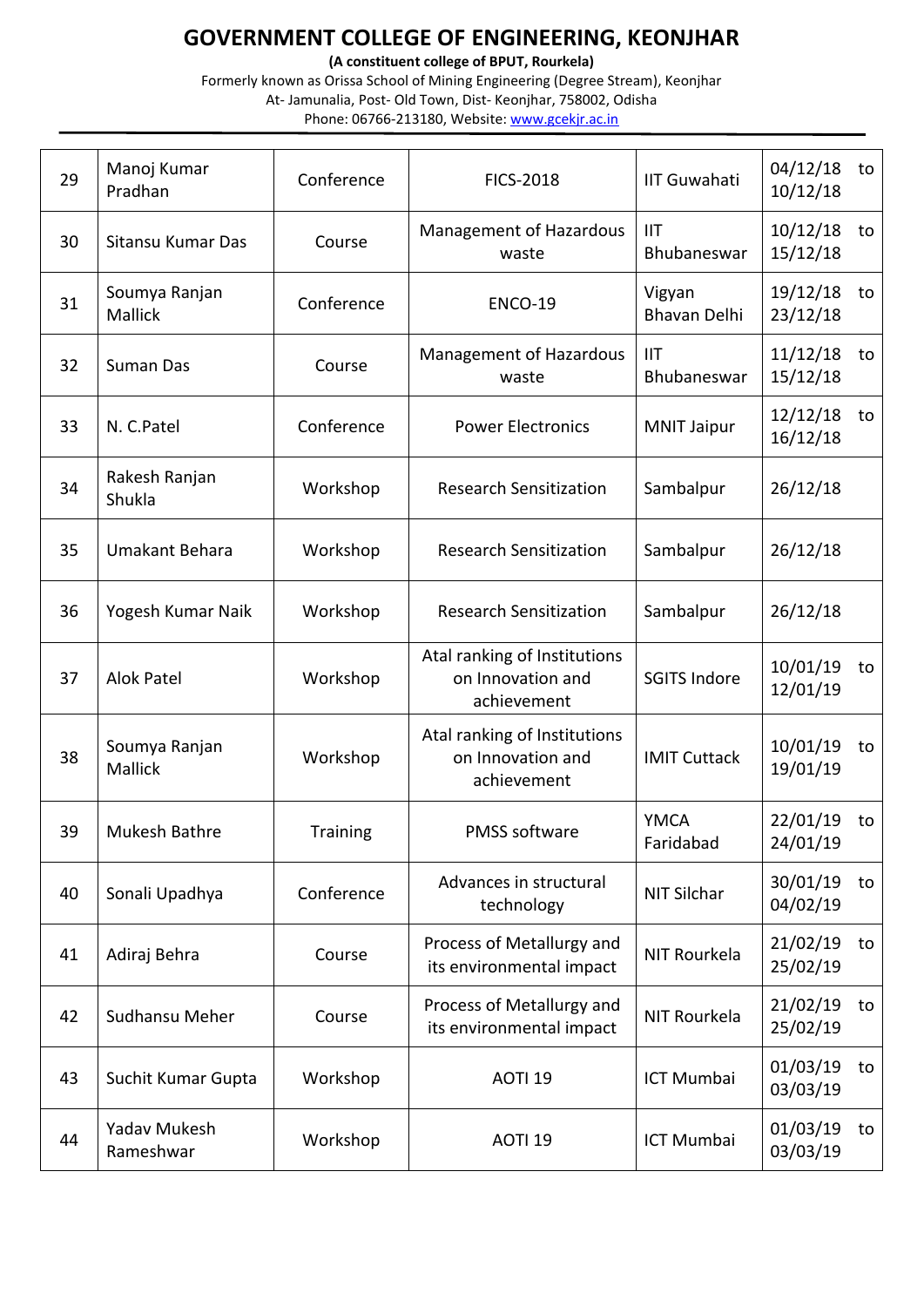# GOVERNMENT COLLEGE OF ENGINEERING, KEONJHAR

**(A constituent college of BPUT, Rourkela)**

Formerly known as Orissa School of Mining Engineering (Degree Stream), Keonjhar

At- Jamunalia, Post- Old Town, Dist- Keonjhar, 758002, Odisha

Phone: 06766-213180, Website: www.gcekjr.ac.in

| | | | | | |
|---|---|---|---|---|---|
| 29 | Manoj Kumar Pradhan | Conference | FICS-2018 | IIT Guwahati | 04/12/18 to 10/12/18 |
| 30 | Sitansu Kumar Das | Course | Management of Hazardous waste | IIT Bhubaneswar | 10/12/18 to 15/12/18 |
| 31 | Soumya Ranjan Mallick | Conference | ENCO-19 | Vigyan Bhavan Delhi | 19/12/18 to 23/12/18 |
| 32 | Suman Das | Course | Management of Hazardous waste | IIT Bhubaneswar | 11/12/18 to 15/12/18 |
| 33 | N. C.Patel | Conference | Power Electronics | MNIT Jaipur | 12/12/18 to 16/12/18 |
| 34 | Rakesh Ranjan Shukla | Workshop | Research Sensitization | Sambalpur | 26/12/18 |
| 35 | Umakant Behara | Workshop | Research Sensitization | Sambalpur | 26/12/18 |
| 36 | Yogesh Kumar Naik | Workshop | Research Sensitization | Sambalpur | 26/12/18 |
| 37 | Alok Patel | Workshop | Atal ranking of Institutions on Innovation and achievement | SGITS Indore | 10/01/19 to 12/01/19 |
| 38 | Soumya Ranjan Mallick | Workshop | Atal ranking of Institutions on Innovation and achievement | IMIT Cuttack | 10/01/19 to 19/01/19 |
| 39 | Mukesh Bathre | Training | PMSS software | YMCA Faridabad | 22/01/19 to 24/01/19 |
| 40 | Sonali Upadhya | Conference | Advances in structural technology | NIT Silchar | 30/01/19 to 04/02/19 |
| 41 | Adiraj Behra | Course | Process of Metallurgy and its environmental impact | NIT Rourkela | 21/02/19 to 25/02/19 |
| 42 | Sudhansu Meher | Course | Process of Metallurgy and its environmental impact | NIT Rourkela | 21/02/19 to 25/02/19 |
| 43 | Suchit Kumar Gupta | Workshop | AOTI 19 | ICT Mumbai | 01/03/19 to 03/03/19 |
| 44 | Yadav Mukesh Rameshwar | Workshop | AOTI 19 | ICT Mumbai | 01/03/19 to 03/03/19 |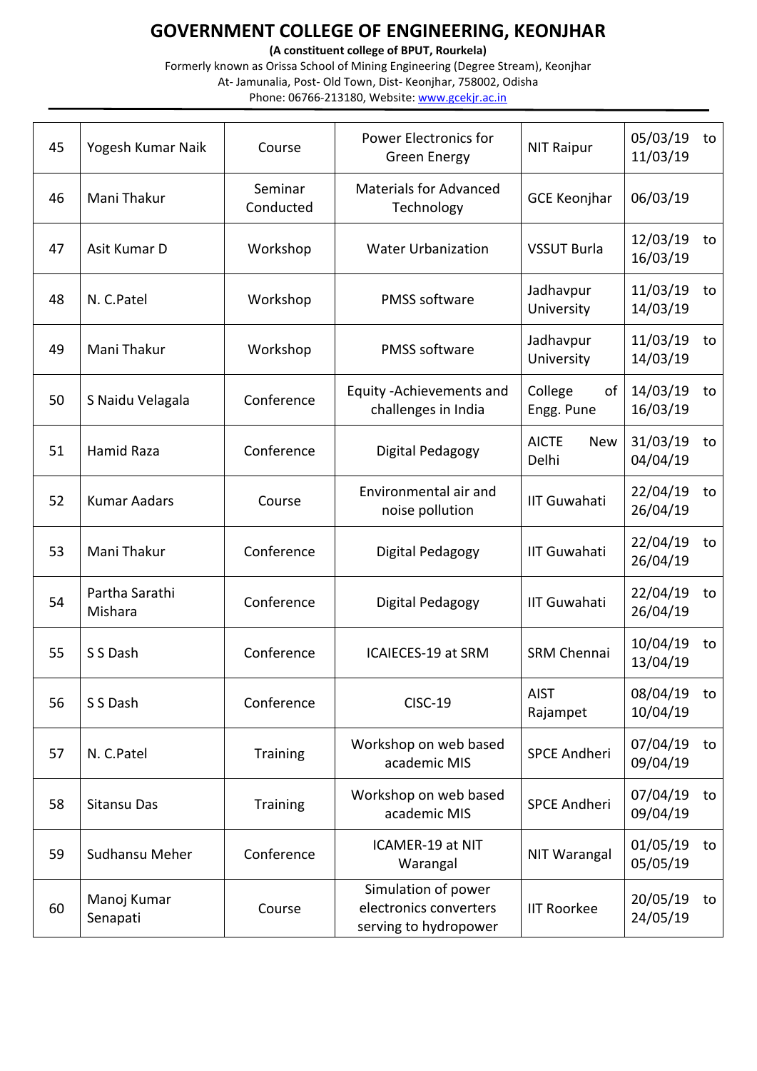# GOVERNMENT COLLEGE OF ENGINEERING, KEONJHAR

**(A constituent college of BPUT, Rourkela)**

Formerly known as Orissa School of Mining Engineering (Degree Stream), Keonjhar
At- Jamunalia, Post- Old Town, Dist- Keonjhar, 758002, Odisha
Phone: 06766-213180, Website: www.gcekjr.ac.in

| | | | | | |
|---|---|---|---|---|---|
| 45 | Yogesh Kumar Naik | Course | Power Electronics for Green Energy | NIT Raipur | 05/03/19 to 11/03/19 |
| 46 | Mani Thakur | Seminar Conducted | Materials for Advanced Technology | GCE Keonjhar | 06/03/19 |
| 47 | Asit Kumar D | Workshop | Water Urbanization | VSSUT Burla | 12/03/19 to 16/03/19 |
| 48 | N. C.Patel | Workshop | PMSS software | Jadhavpur University | 11/03/19 to 14/03/19 |
| 49 | Mani Thakur | Workshop | PMSS software | Jadhavpur University | 11/03/19 to 14/03/19 |
| 50 | S Naidu Velagala | Conference | Equity -Achievements and challenges in India | College of Engg. Pune | 14/03/19 to 16/03/19 |
| 51 | Hamid Raza | Conference | Digital Pedagogy | AICTE New Delhi | 31/03/19 to 04/04/19 |
| 52 | Kumar Aadars | Course | Environmental air and noise pollution | IIT Guwahati | 22/04/19 to 26/04/19 |
| 53 | Mani Thakur | Conference | Digital Pedagogy | IIT Guwahati | 22/04/19 to 26/04/19 |
| 54 | Partha Sarathi Mishara | Conference | Digital Pedagogy | IIT Guwahati | 22/04/19 to 26/04/19 |
| 55 | S S Dash | Conference | ICAIECES-19 at SRM | SRM Chennai | 10/04/19 to 13/04/19 |
| 56 | S S Dash | Conference | CISC-19 | AIST Rajampet | 08/04/19 to 10/04/19 |
| 57 | N. C.Patel | Training | Workshop on web based academic MIS | SPCE Andheri | 07/04/19 to 09/04/19 |
| 58 | Sitansu Das | Training | Workshop on web based academic MIS | SPCE Andheri | 07/04/19 to 09/04/19 |
| 59 | Sudhansu Meher | Conference | ICAMER-19 at NIT Warangal | NIT Warangal | 01/05/19 to 05/05/19 |
| 60 | Manoj Kumar Senapati | Course | Simulation of power electronics converters serving to hydropower | IIT Roorkee | 20/05/19 to 24/05/19 |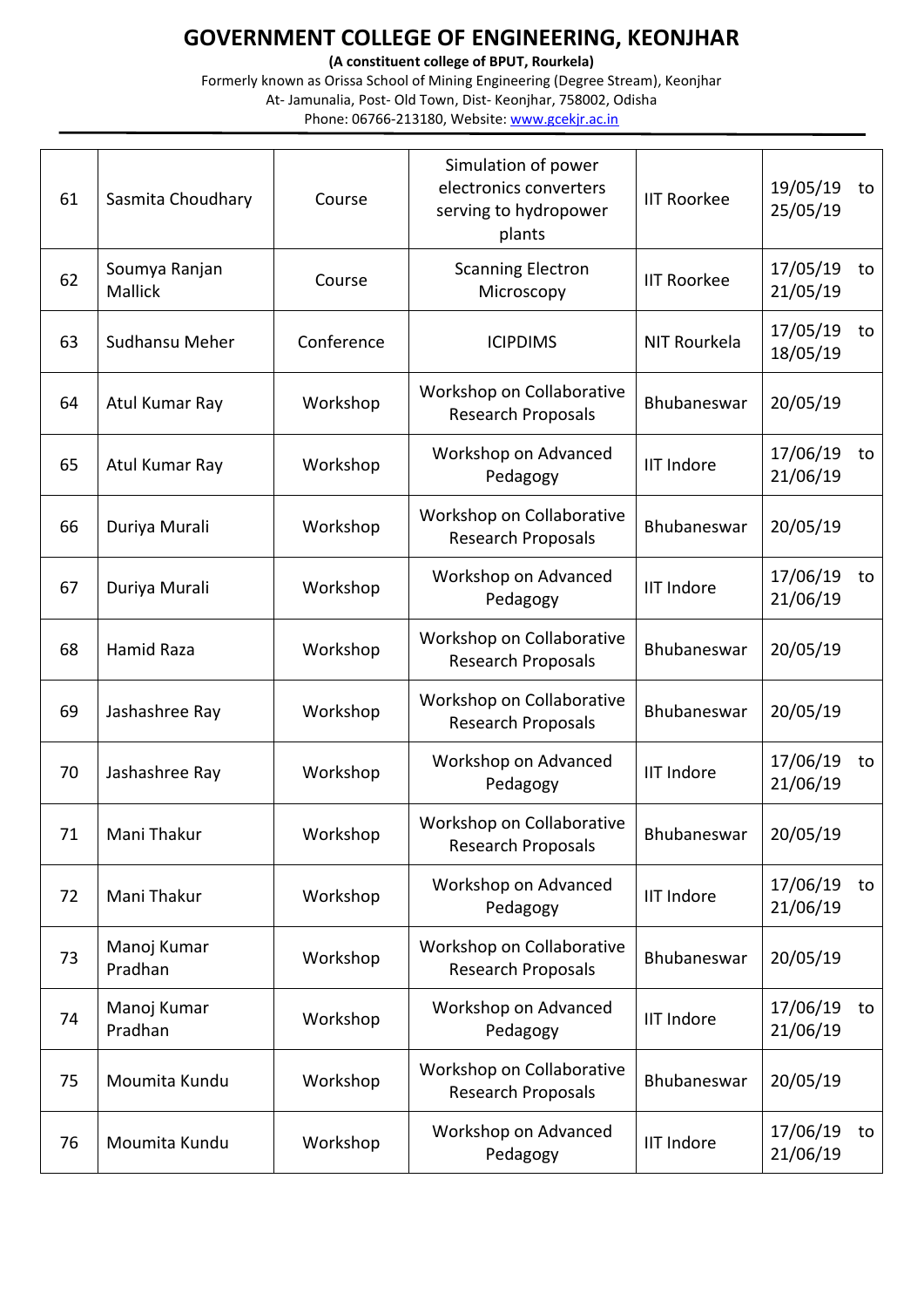# GOVERNMENT COLLEGE OF ENGINEERING, KEONJHAR

**(A constituent college of BPUT, Rourkela)**

Formerly known as Orissa School of Mining Engineering (Degree Stream), Keonjhar

At- Jamunalia, Post- Old Town, Dist- Keonjhar, 758002, Odisha

Phone: 06766-213180, Website: www.gcekjr.ac.in

| | | | | | |
|---|---|---|---|---|---|
| 61 | Sasmita Choudhary | Course | Simulation of power electronics converters serving to hydropower plants | IIT Roorkee | 19/05/19 to 25/05/19 |
| 62 | Soumya Ranjan Mallick | Course | Scanning Electron Microscopy | IIT Roorkee | 17/05/19 to 21/05/19 |
| 63 | Sudhansu Meher | Conference | ICIPDIMS | NIT Rourkela | 17/05/19 to 18/05/19 |
| 64 | Atul Kumar Ray | Workshop | Workshop on Collaborative Research Proposals | Bhubaneswar | 20/05/19 |
| 65 | Atul Kumar Ray | Workshop | Workshop on Advanced Pedagogy | IIT Indore | 17/06/19 to 21/06/19 |
| 66 | Duriya Murali | Workshop | Workshop on Collaborative Research Proposals | Bhubaneswar | 20/05/19 |
| 67 | Duriya Murali | Workshop | Workshop on Advanced Pedagogy | IIT Indore | 17/06/19 to 21/06/19 |
| 68 | Hamid Raza | Workshop | Workshop on Collaborative Research Proposals | Bhubaneswar | 20/05/19 |
| 69 | Jashashree Ray | Workshop | Workshop on Collaborative Research Proposals | Bhubaneswar | 20/05/19 |
| 70 | Jashashree Ray | Workshop | Workshop on Advanced Pedagogy | IIT Indore | 17/06/19 to 21/06/19 |
| 71 | Mani Thakur | Workshop | Workshop on Collaborative Research Proposals | Bhubaneswar | 20/05/19 |
| 72 | Mani Thakur | Workshop | Workshop on Advanced Pedagogy | IIT Indore | 17/06/19 to 21/06/19 |
| 73 | Manoj Kumar Pradhan | Workshop | Workshop on Collaborative Research Proposals | Bhubaneswar | 20/05/19 |
| 74 | Manoj Kumar Pradhan | Workshop | Workshop on Advanced Pedagogy | IIT Indore | 17/06/19 to 21/06/19 |
| 75 | Moumita Kundu | Workshop | Workshop on Collaborative Research Proposals | Bhubaneswar | 20/05/19 |
| 76 | Moumita Kundu | Workshop | Workshop on Advanced Pedagogy | IIT Indore | 17/06/19 to 21/06/19 |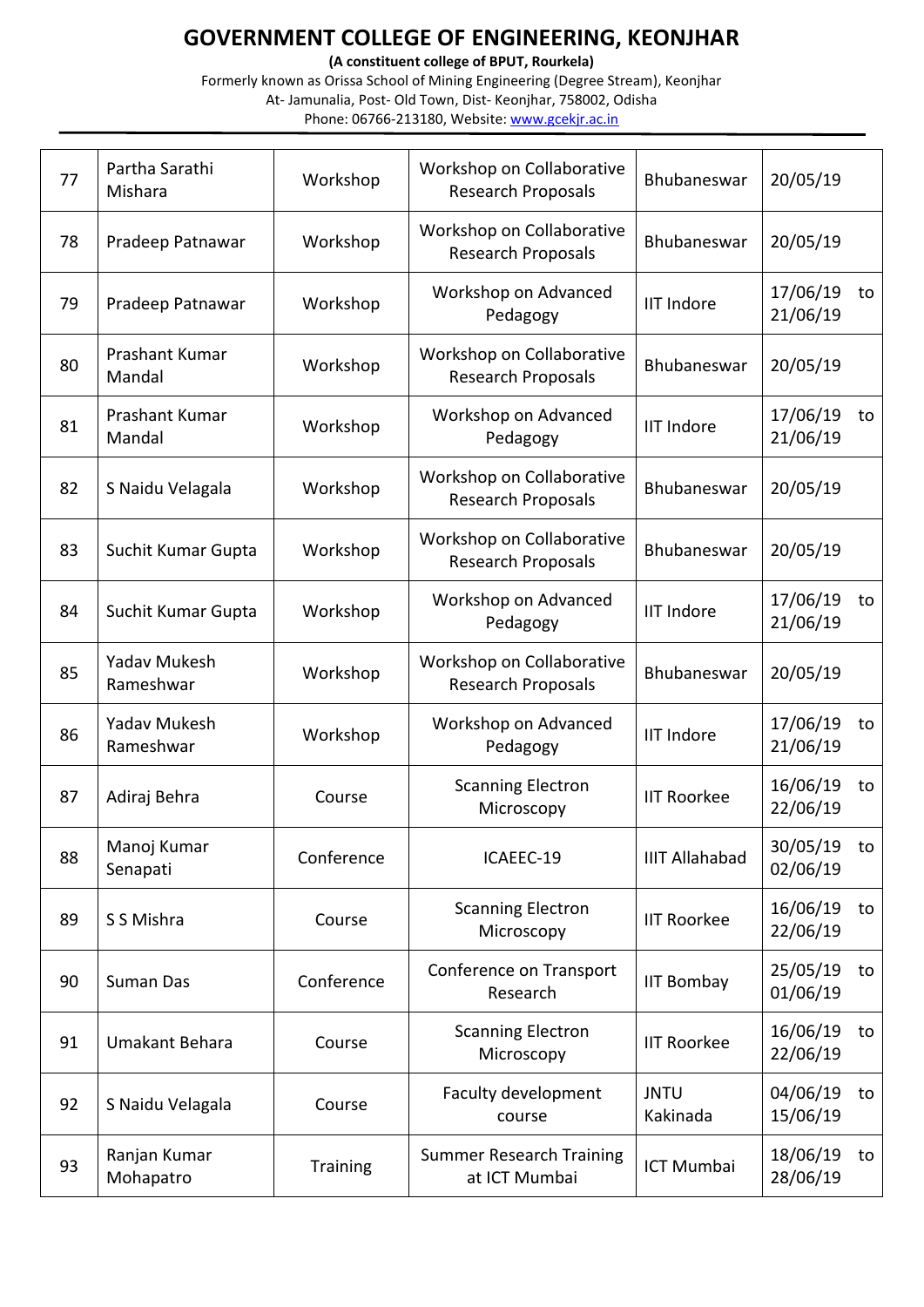# GOVERNMENT COLLEGE OF ENGINEERING, KEONJHAR

**(A constituent college of BPUT, Rourkela)**

Formerly known as Orissa School of Mining Engineering (Degree Stream), Keonjhar
At- Jamunalia, Post- Old Town, Dist- Keonjhar, 758002, Odisha
Phone: 06766-213180, Website: www.gcekjr.ac.in

| | | | | | |
|---|---|---|---|---|---|
| 77 | Partha Sarathi Mishara | Workshop | Workshop on Collaborative Research Proposals | Bhubaneswar | 20/05/19 |
| 78 | Pradeep Patnawar | Workshop | Workshop on Collaborative Research Proposals | Bhubaneswar | 20/05/19 |
| 79 | Pradeep Patnawar | Workshop | Workshop on Advanced Pedagogy | IIT Indore | 17/06/19 to 21/06/19 |
| 80 | Prashant Kumar Mandal | Workshop | Workshop on Collaborative Research Proposals | Bhubaneswar | 20/05/19 |
| 81 | Prashant Kumar Mandal | Workshop | Workshop on Advanced Pedagogy | IIT Indore | 17/06/19 to 21/06/19 |
| 82 | S Naidu Velagala | Workshop | Workshop on Collaborative Research Proposals | Bhubaneswar | 20/05/19 |
| 83 | Suchit Kumar Gupta | Workshop | Workshop on Collaborative Research Proposals | Bhubaneswar | 20/05/19 |
| 84 | Suchit Kumar Gupta | Workshop | Workshop on Advanced Pedagogy | IIT Indore | 17/06/19 to 21/06/19 |
| 85 | Yadav Mukesh Rameshwar | Workshop | Workshop on Collaborative Research Proposals | Bhubaneswar | 20/05/19 |
| 86 | Yadav Mukesh Rameshwar | Workshop | Workshop on Advanced Pedagogy | IIT Indore | 17/06/19 to 21/06/19 |
| 87 | Adiraj Behra | Course | Scanning Electron Microscopy | IIT Roorkee | 16/06/19 to 22/06/19 |
| 88 | Manoj Kumar Senapati | Conference | ICAEEC-19 | IIIT Allahabad | 30/05/19 to 02/06/19 |
| 89 | S S Mishra | Course | Scanning Electron Microscopy | IIT Roorkee | 16/06/19 to 22/06/19 |
| 90 | Suman Das | Conference | Conference on Transport Research | IIT Bombay | 25/05/19 to 01/06/19 |
| 91 | Umakant Behara | Course | Scanning Electron Microscopy | IIT Roorkee | 16/06/19 to 22/06/19 |
| 92 | S Naidu Velagala | Course | Faculty development course | JNTU Kakinada | 04/06/19 to 15/06/19 |
| 93 | Ranjan Kumar Mohapatro | Training | Summer Research Training at ICT Mumbai | ICT Mumbai | 18/06/19 to 28/06/19 |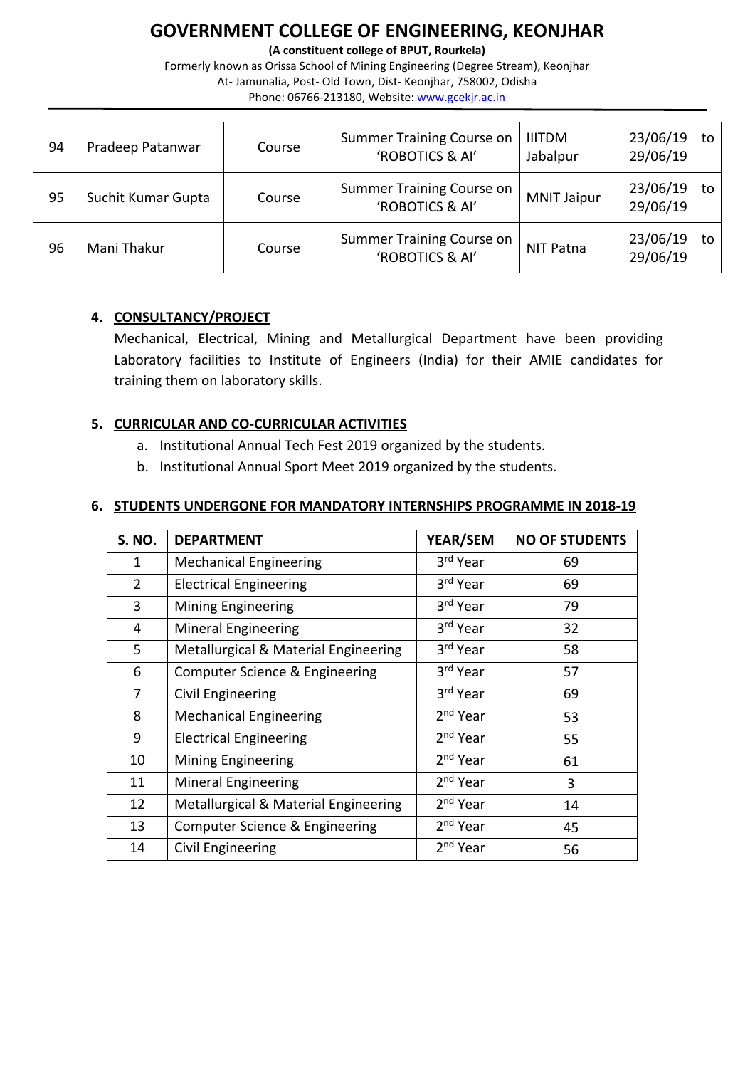| 94 | Pradeep Patanwar | Course | Summer Training Course on 'ROBOTICS & AI' | IIITDM Jabalpur | 23/06/19 to 29/06/19 |
|---|---|---|---|---|---|
| 95 | Suchit Kumar Gupta | Course | Summer Training Course on 'ROBOTICS & AI' | MNIT Jaipur | 23/06/19 to 29/06/19 |
| 96 | Mani Thakur | Course | Summer Training Course on 'ROBOTICS & AI' | NIT Patna | 23/06/19 to 29/06/19 |

## 4. CONSULTANCY/PROJECT

Mechanical, Electrical, Mining and Metallurgical Department have been providing Laboratory facilities to Institute of Engineers (India) for their AMIE candidates for training them on laboratory skills.

## 5. CURRICULAR AND CO-CURRICULAR ACTIVITIES

a. Institutional Annual Tech Fest 2019 organized by the students.
b. Institutional Annual Sport Meet 2019 organized by the students.

## 6. STUDENTS UNDERGONE FOR MANDATORY INTERNSHIPS PROGRAMME IN 2018-19

| S. NO. | DEPARTMENT | YEAR/SEM | NO OF STUDENTS |
|---|---|---|---|
| 1 | Mechanical Engineering | 3rd Year | 69 |
| 2 | Electrical Engineering | 3rd Year | 69 |
| 3 | Mining Engineering | 3rd Year | 79 |
| 4 | Mineral Engineering | 3rd Year | 32 |
| 5 | Metallurgical & Material Engineering | 3rd Year | 58 |
| 6 | Computer Science & Engineering | 3rd Year | 57 |
| 7 | Civil Engineering | 3rd Year | 69 |
| 8 | Mechanical Engineering | 2nd Year | 53 |
| 9 | Electrical Engineering | 2nd Year | 55 |
| 10 | Mining Engineering | 2nd Year | 61 |
| 11 | Mineral Engineering | 2nd Year | 3 |
| 12 | Metallurgical & Material Engineering | 2nd Year | 14 |
| 13 | Computer Science & Engineering | 2nd Year | 45 |
| 14 | Civil Engineering | 2nd Year | 56 |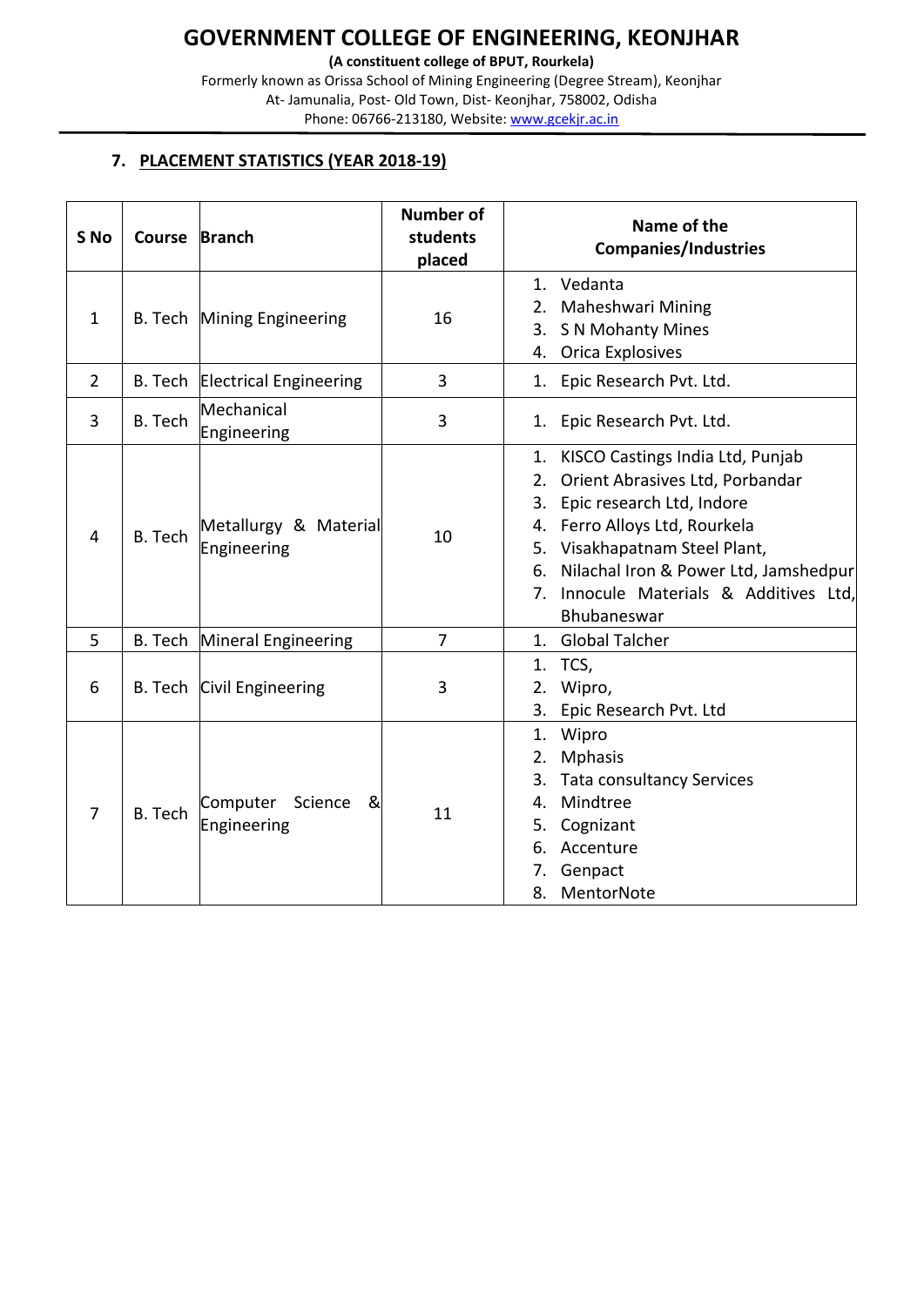# GOVERNMENT COLLEGE OF ENGINEERING, KEONJHAR

**(A constituent college of BPUT, Rourkela)**

Formerly known as Orissa School of Mining Engineering (Degree Stream), Keonjhar

At- Jamunalia, Post- Old Town, Dist- Keonjhar, 758002, Odisha

Phone: 06766-213180, Website: www.gcekjr.ac.in

## 7. PLACEMENT STATISTICS (YEAR 2018-19)

| S No | Course | Branch | Number of students placed | Name of the Companies/Industries |
|---|---|---|---|---|
| 1 | B. Tech | Mining Engineering | 16 | 1. Vedanta<br>2. Maheshwari Mining<br>3. S N Mohanty Mines<br>4. Orica Explosives |
| 2 | B. Tech | Electrical Engineering | 3 | 1. Epic Research Pvt. Ltd. |
| 3 | B. Tech | Mechanical Engineering | 3 | 1. Epic Research Pvt. Ltd. |
| 4 | B. Tech | Metallurgy & Material Engineering | 10 | 1. KISCO Castings India Ltd, Punjab<br>2. Orient Abrasives Ltd, Porbandar<br>3. Epic research Ltd, Indore<br>4. Ferro Alloys Ltd, Rourkela<br>5. Visakhapatnam Steel Plant,<br>6. Nilachal Iron & Power Ltd, Jamshedpur<br>7. Innocule Materials & Additives Ltd, Bhubaneswar |
| 5 | B. Tech | Mineral Engineering | 7 | 1. Global Talcher |
| 6 | B. Tech | Civil Engineering | 3 | 1. TCS,<br>2. Wipro,<br>3. Epic Research Pvt. Ltd |
| 7 | B. Tech | Computer Science & Engineering | 11 | 1. Wipro<br>2. Mphasis<br>3. Tata consultancy Services<br>4. Mindtree<br>5. Cognizant<br>6. Accenture<br>7. Genpact<br>8. MentorNote |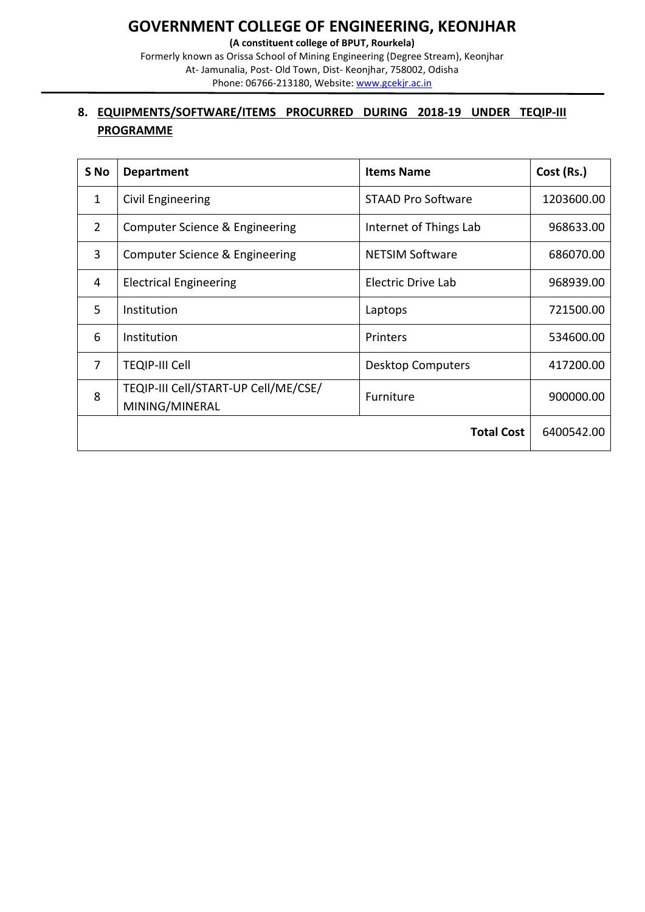# GOVERNMENT COLLEGE OF ENGINEERING, KEONJHAR

**(A constituent college of BPUT, Rourkela)**

Formerly known as Orissa School of Mining Engineering (Degree Stream), Keonjhar
At- Jamunalia, Post- Old Town, Dist- Keonjhar, 758002, Odisha
Phone: 06766-213180, Website: www.gcekjr.ac.in

## 8. EQUIPMENTS/SOFTWARE/ITEMS PROCURRED DURING 2018-19 UNDER TEQIP-III PROGRAMME

| S No | Department | Items Name | Cost (Rs.) |
|---|---|---|---|
| 1 | Civil Engineering | STAAD Pro Software | 1203600.00 |
| 2 | Computer Science & Engineering | Internet of Things Lab | 968633.00 |
| 3 | Computer Science & Engineering | NETSIM Software | 686070.00 |
| 4 | Electrical Engineering | Electric Drive Lab | 968939.00 |
| 5 | Institution | Laptops | 721500.00 |
| 6 | Institution | Printers | 534600.00 |
| 7 | TEQIP-III Cell | Desktop Computers | 417200.00 |
| 8 | TEQIP-III Cell/START-UP Cell/ME/CSE/ MINING/MINERAL | Furniture | 900000.00 |
| | | **Total Cost** | 6400542.00 |